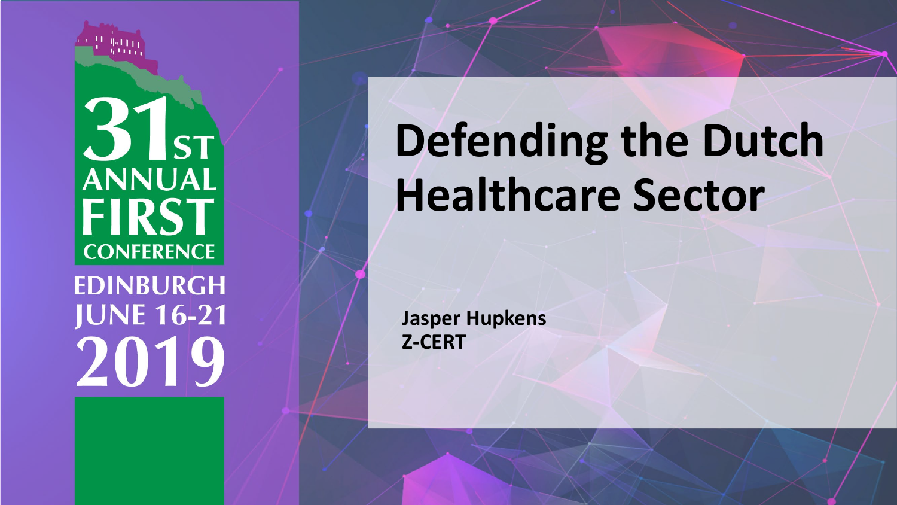# Defending the Dutch Healthcare Sector

**Jasper Hupkens**
**Z-CERT**

31ST ANNUAL FIRST CONFERENCE
EDINBURGH
JUNE 16-21
2019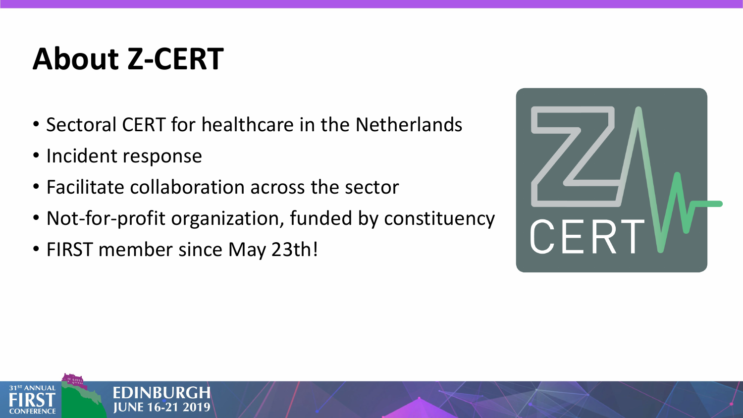# About Z-CERT

- Sectoral CERT for healthcare in the Netherlands
- Incident response
- Facilitate collaboration across the sector
- Not-for-profit organization, funded by constituency
- FIRST member since May 23th!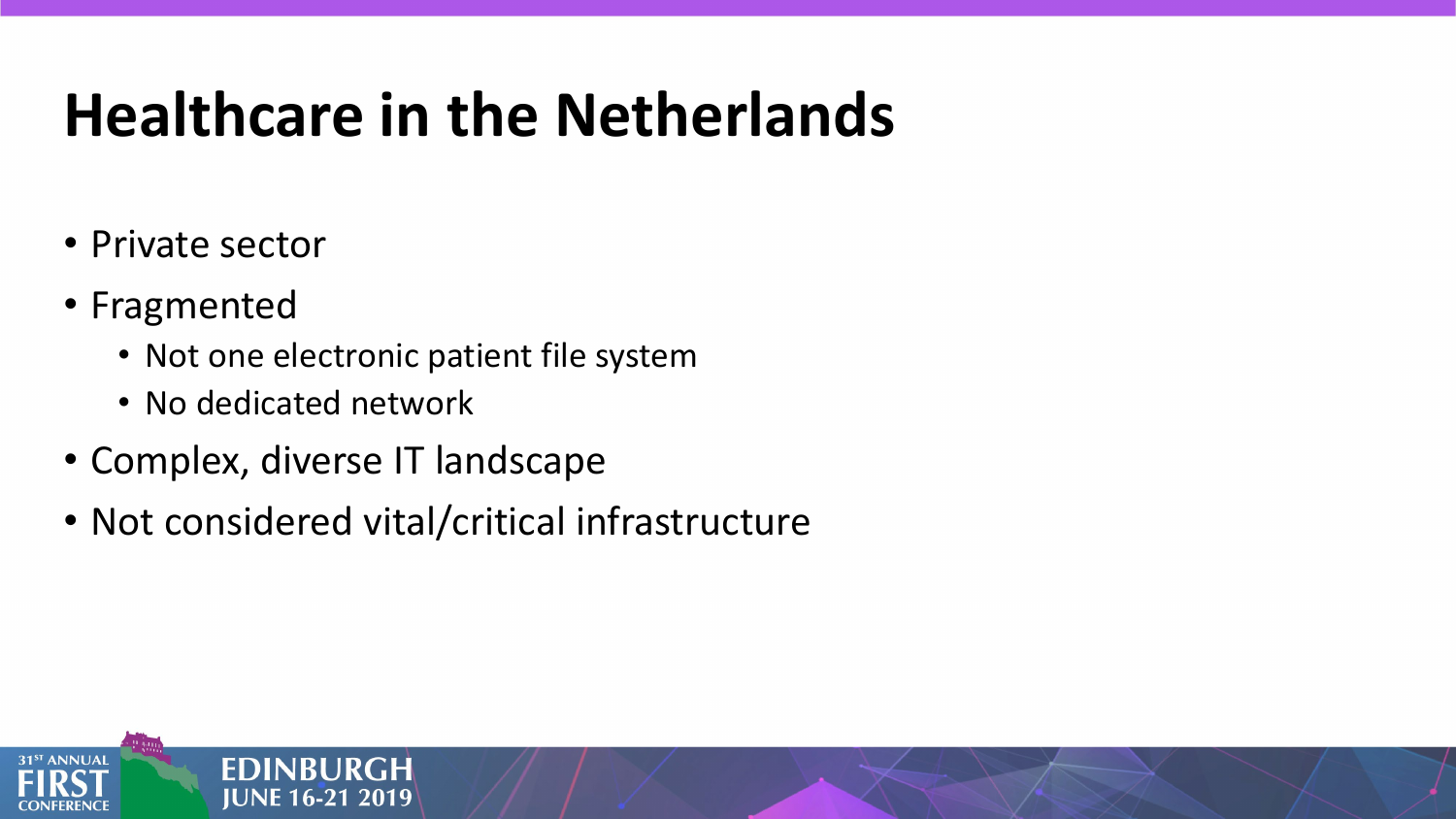# Healthcare in the Netherlands

- Private sector
- Fragmented
  - Not one electronic patient file system
  - No dedicated network
- Complex, diverse IT landscape
- Not considered vital/critical infrastructure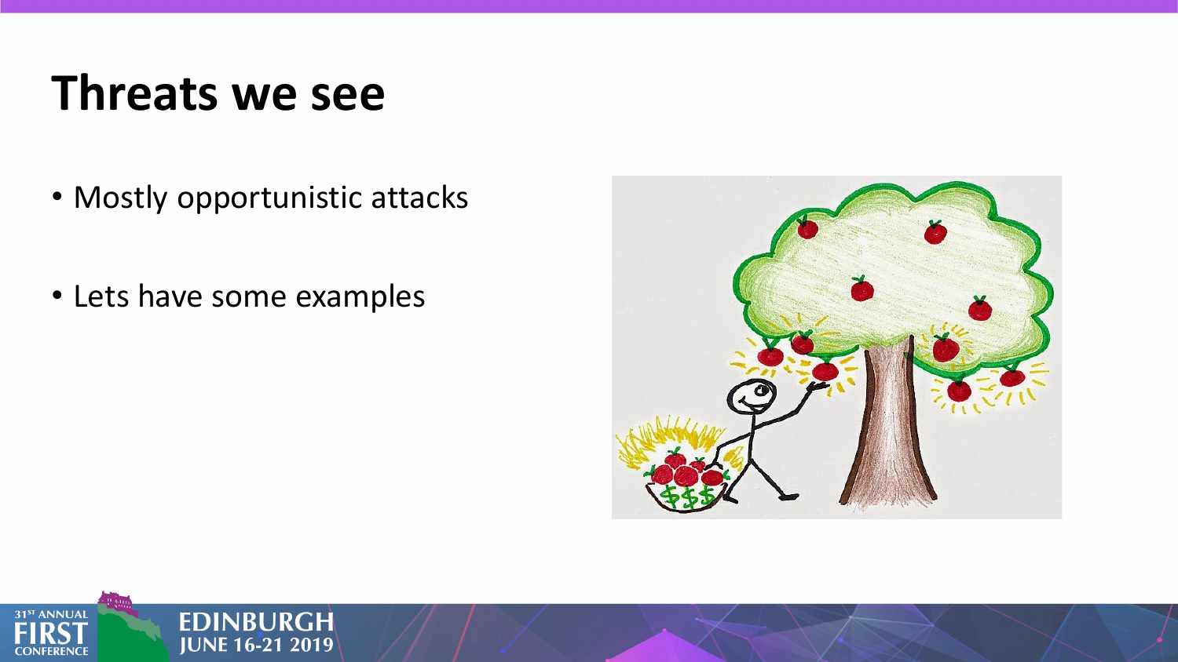# Threats we see

- Mostly opportunistic attacks
- Lets have some examples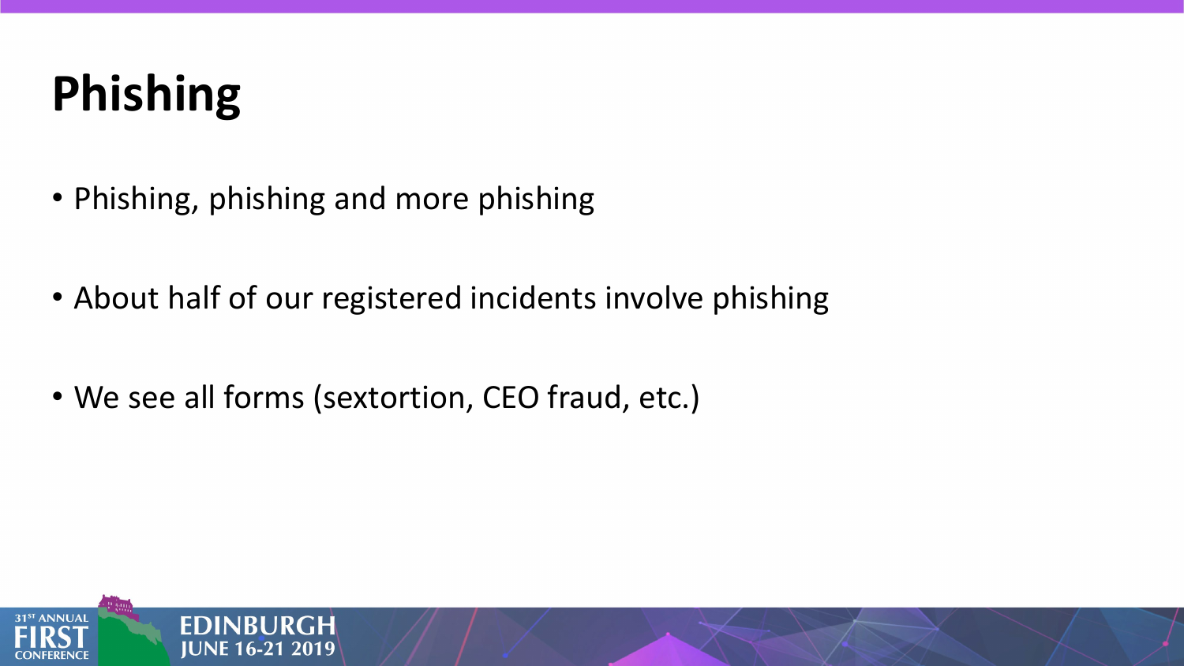# Phishing

- Phishing, phishing and more phishing
- About half of our registered incidents involve phishing
- We see all forms (sextortion, CEO fraud, etc.)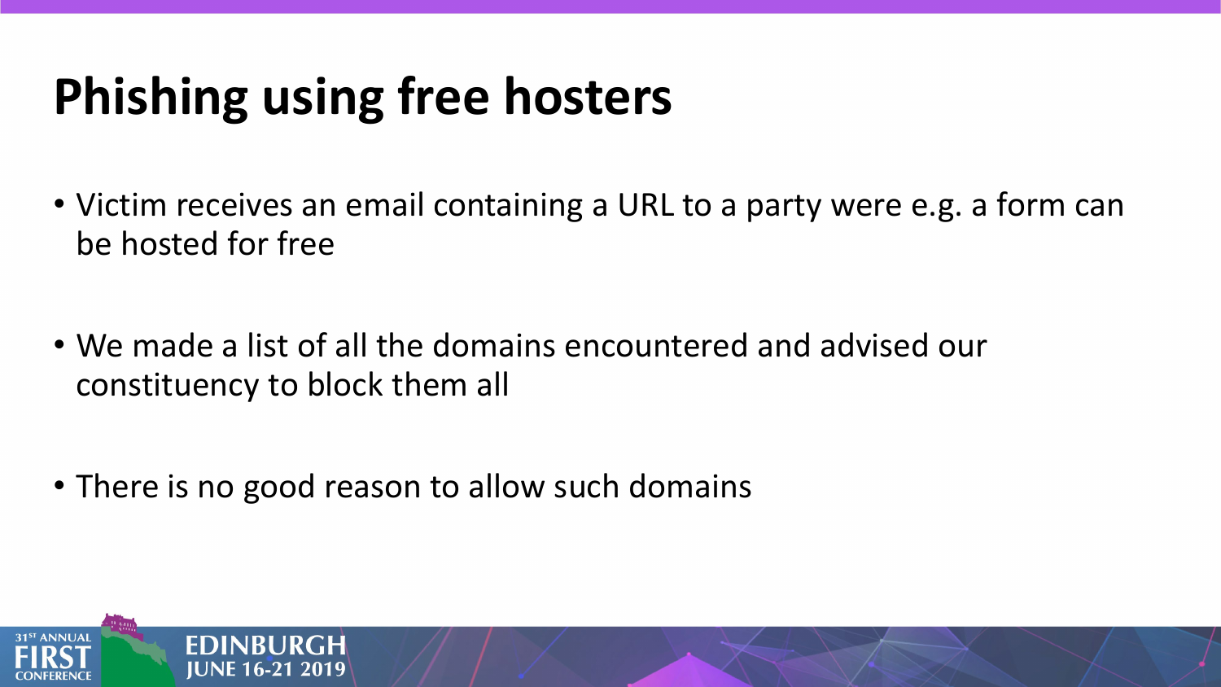# Phishing using free hosters

- Victim receives an email containing a URL to a party were e.g. a form can be hosted for free

- We made a list of all the domains encountered and advised our constituency to block them all

- There is no good reason to allow such domains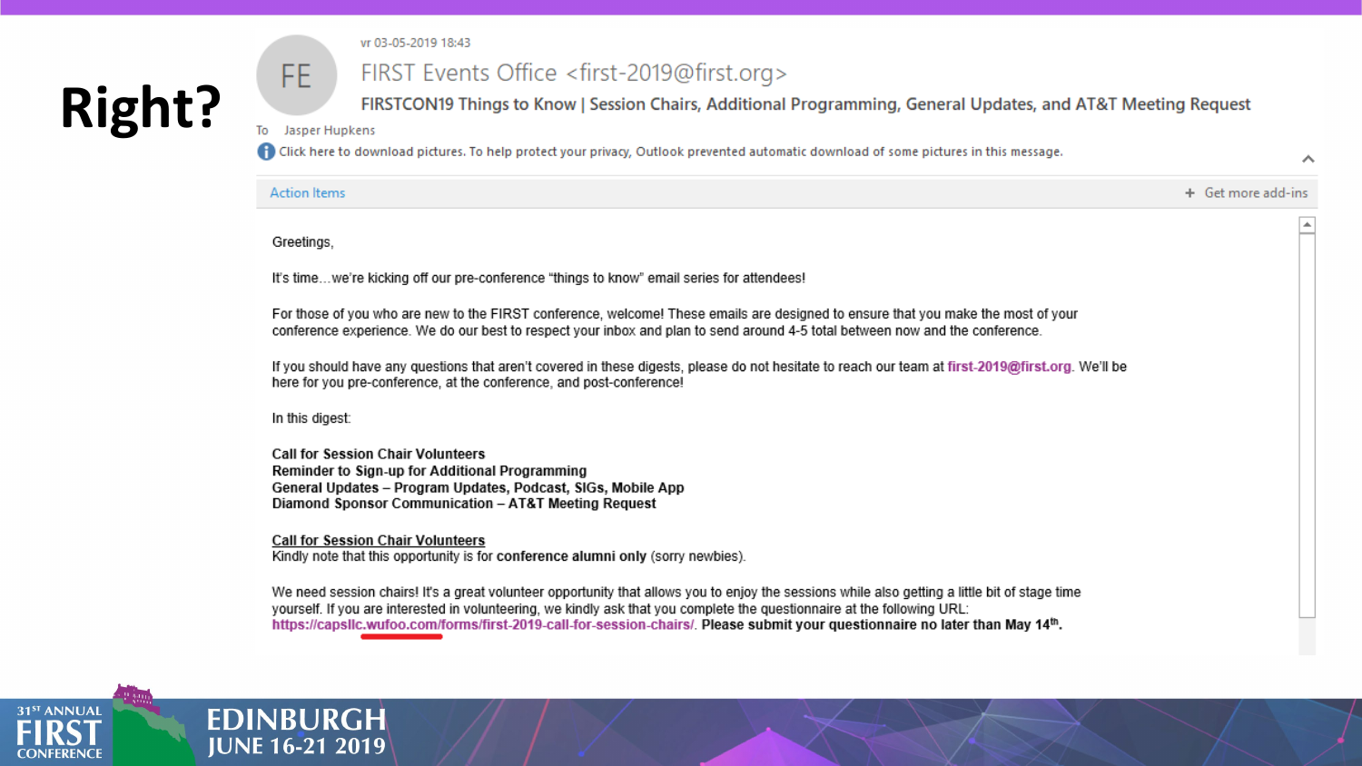# Right?

vr 03-05-2019 18:43

FE

FIRST Events Office <first-2019@first.org>

FIRSTCON19 Things to Know | Session Chairs, Additional Programming, General Updates, and AT&T Meeting Request

To Jasper Hupkens

Click here to download pictures. To help protect your privacy, Outlook prevented automatic download of some pictures in this message.

Action Items

Get more add-ins

Greetings,

It's time…we're kicking off our pre-conference "things to know" email series for attendees!

For those of you who are new to the FIRST conference, welcome! These emails are designed to ensure that you make the most of your conference experience. We do our best to respect your inbox and plan to send around 4-5 total between now and the conference.

If you should have any questions that aren't covered in these digests, please do not hesitate to reach our team at first-2019@first.org. We'll be here for you pre-conference, at the conference, and post-conference!

In this digest:

**Call for Session Chair Volunteers**
**Reminder to Sign-up for Additional Programming**
**General Updates – Program Updates, Podcast, SIGs, Mobile App**
**Diamond Sponsor Communication – AT&T Meeting Request**

**Call for Session Chair Volunteers**
Kindly note that this opportunity is for **conference alumni only** (sorry newbies).

We need session chairs! It's a great volunteer opportunity that allows you to enjoy the sessions while also getting a little bit of stage time yourself. If you are interested in volunteering, we kindly ask that you complete the questionnaire at the following URL: https://capsllc.wufoo.com/forms/first-2019-call-for-session-chairs/. **Please submit your questionnaire no later than May 14th.**

31ST ANNUAL FIRST CONFERENCE — EDINBURGH JUNE 16-21 2019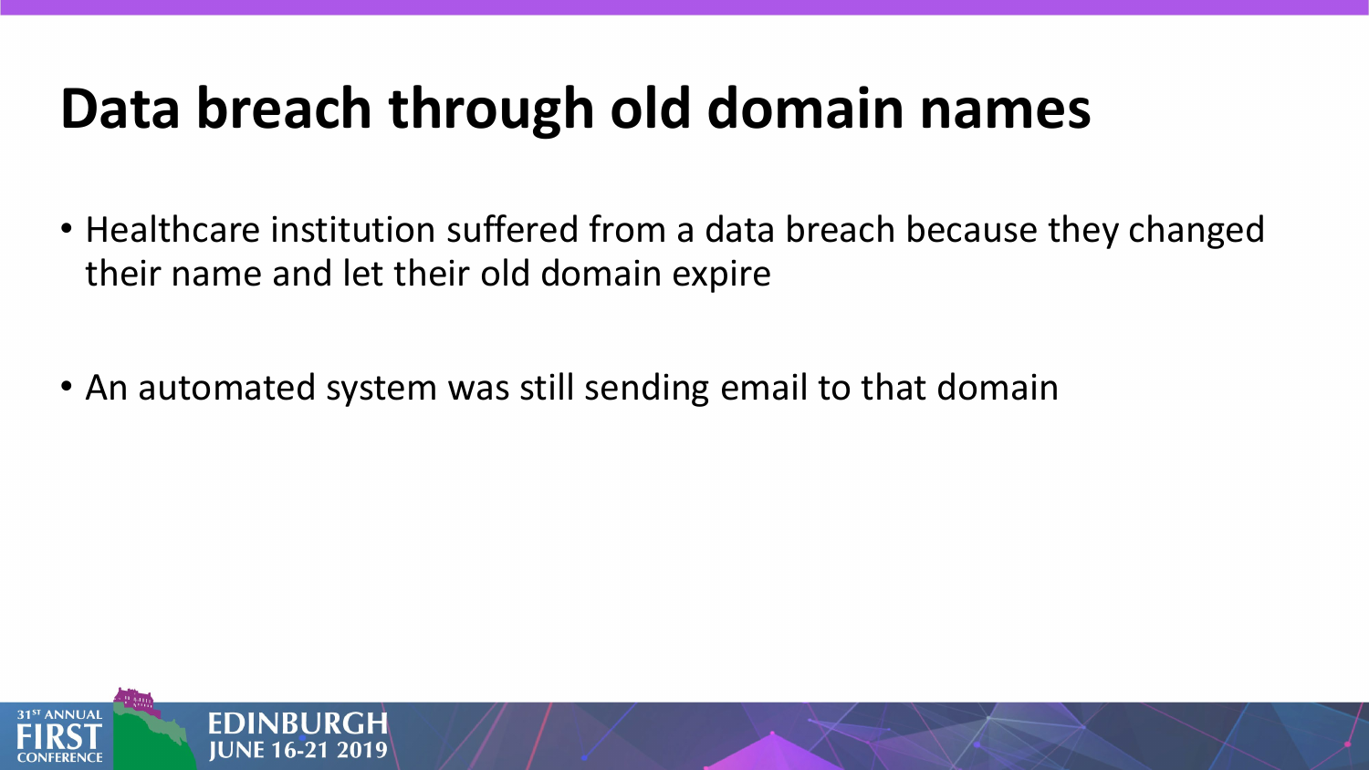# Data breach through old domain names

- Healthcare institution suffered from a data breach because they changed their name and let their old domain expire
- An automated system was still sending email to that domain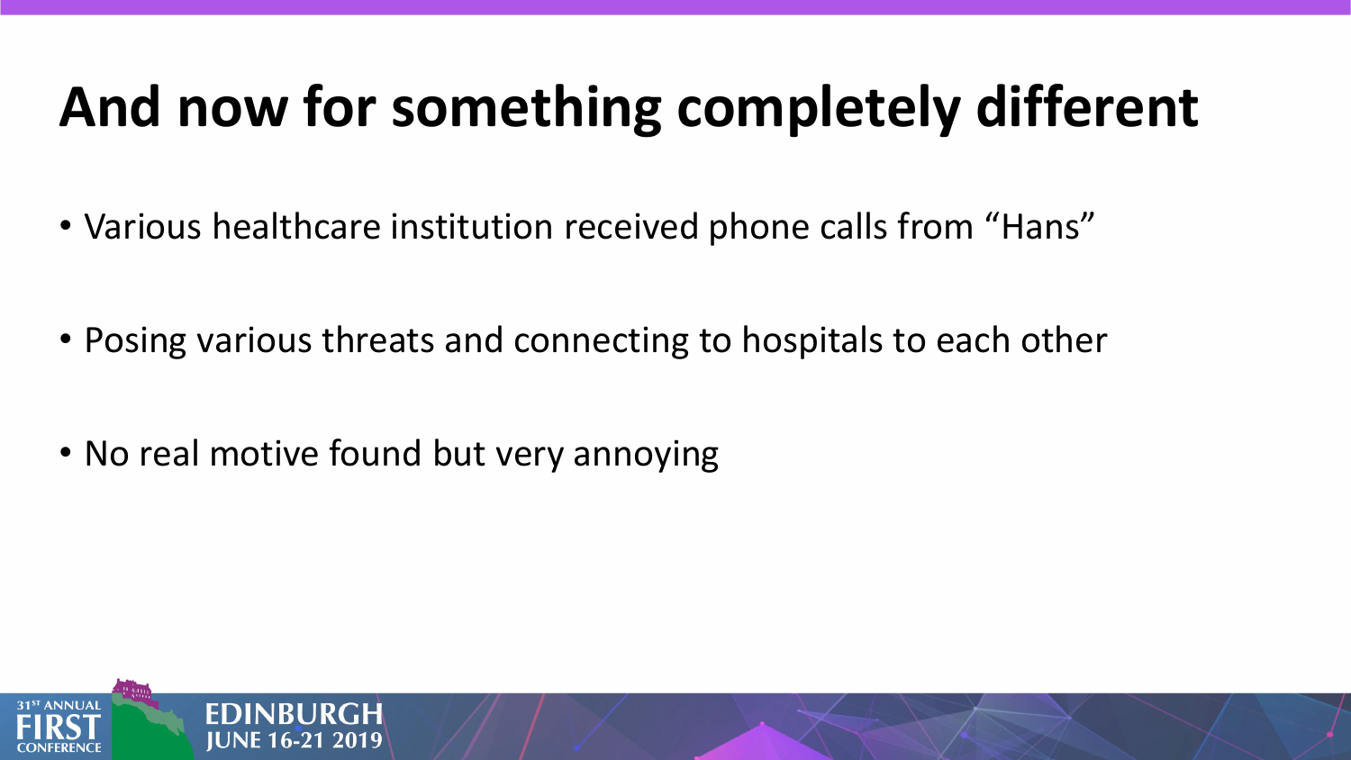# And now for something completely different

- Various healthcare institution received phone calls from “Hans”
- Posing various threats and connecting to hospitals to each other
- No real motive found but very annoying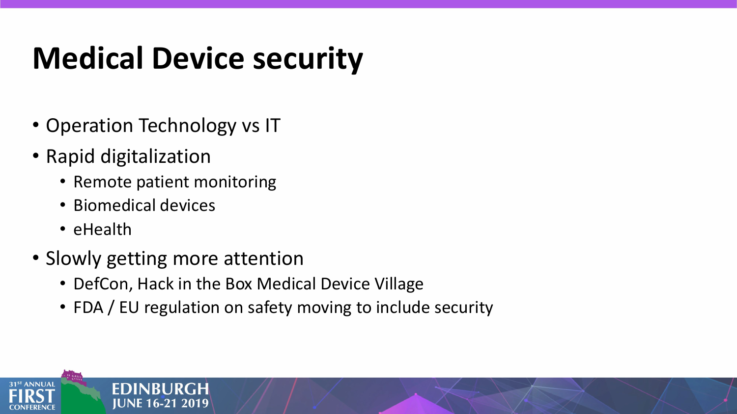# Medical Device security

- Operation Technology vs IT
- Rapid digitalization
  - Remote patient monitoring
  - Biomedical devices
  - eHealth
- Slowly getting more attention
  - DefCon, Hack in the Box Medical Device Village
  - FDA / EU regulation on safety moving to include security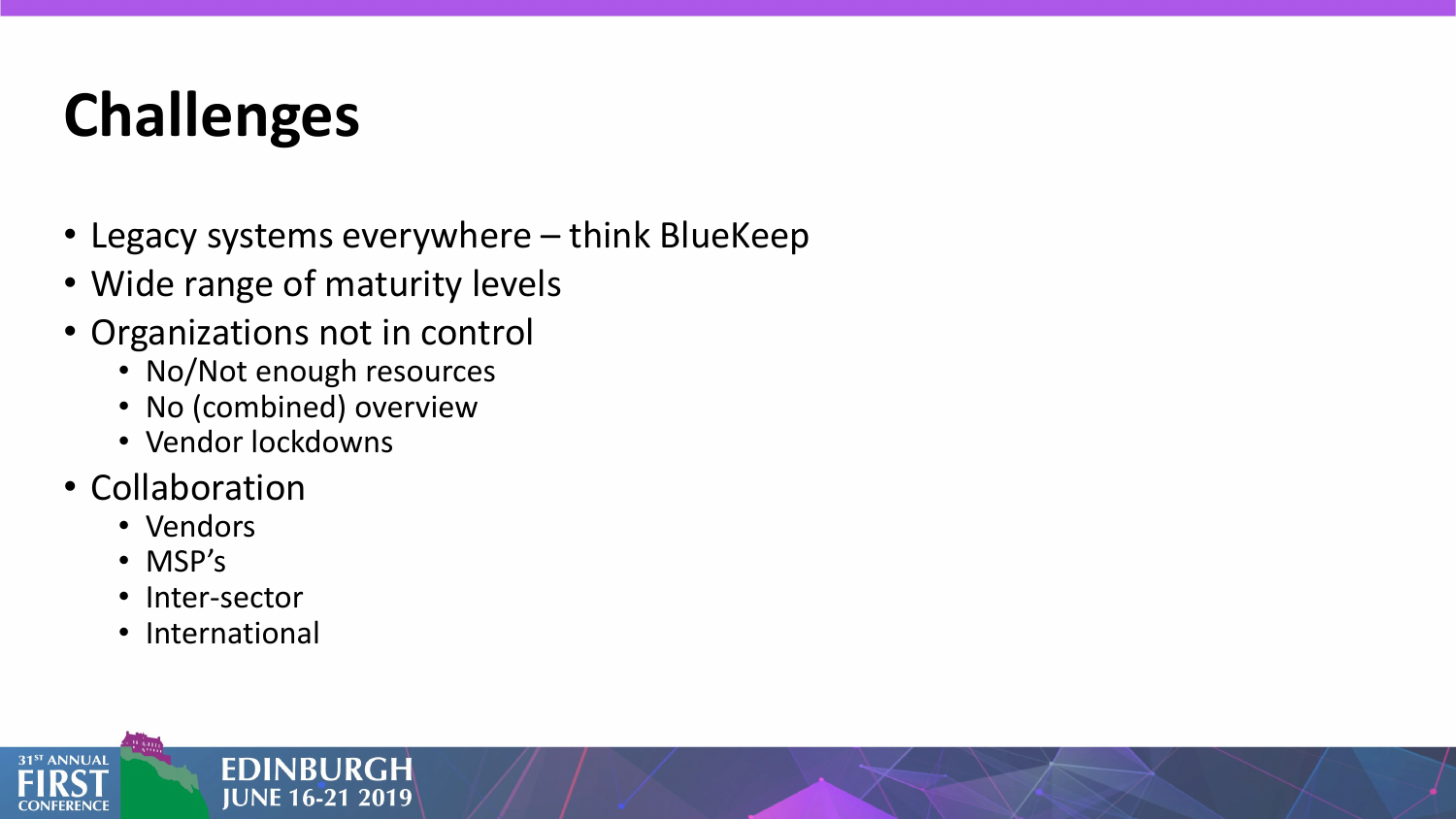# Challenges

- Legacy systems everywhere – think BlueKeep
- Wide range of maturity levels
- Organizations not in control
  - No/Not enough resources
  - No (combined) overview
  - Vendor lockdowns
- Collaboration
  - Vendors
  - MSP's
  - Inter-sector
  - International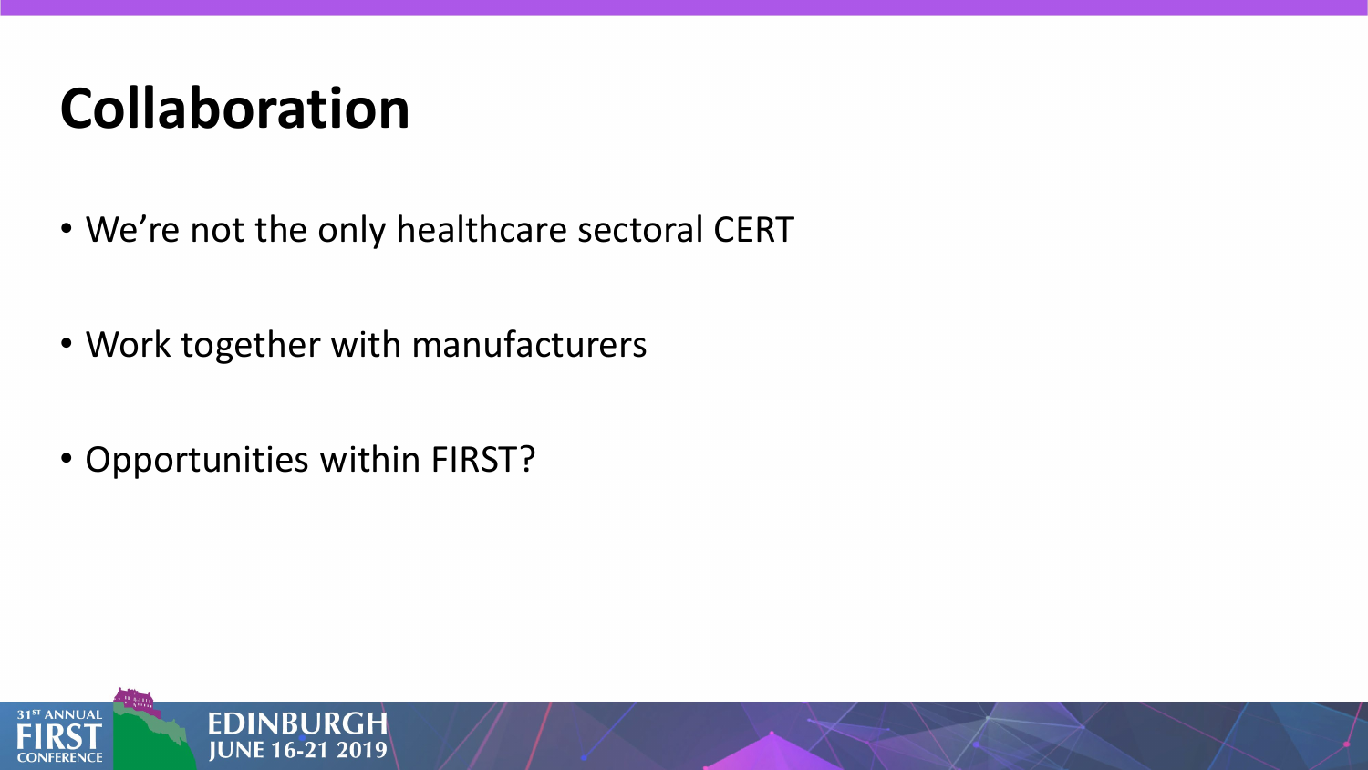# Collaboration

- We're not the only healthcare sectoral CERT
- Work together with manufacturers
- Opportunities within FIRST?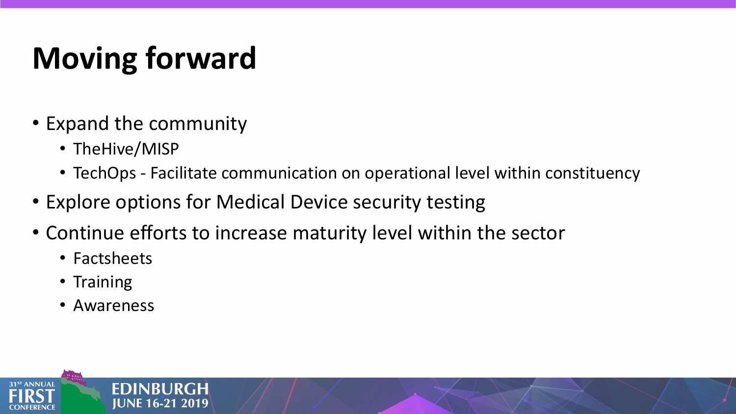# Moving forward

- Expand the community
  - TheHive/MISP
  - TechOps - Facilitate communication on operational level within constituency
- Explore options for Medical Device security testing
- Continue efforts to increase maturity level within the sector
  - Factsheets
  - Training
  - Awareness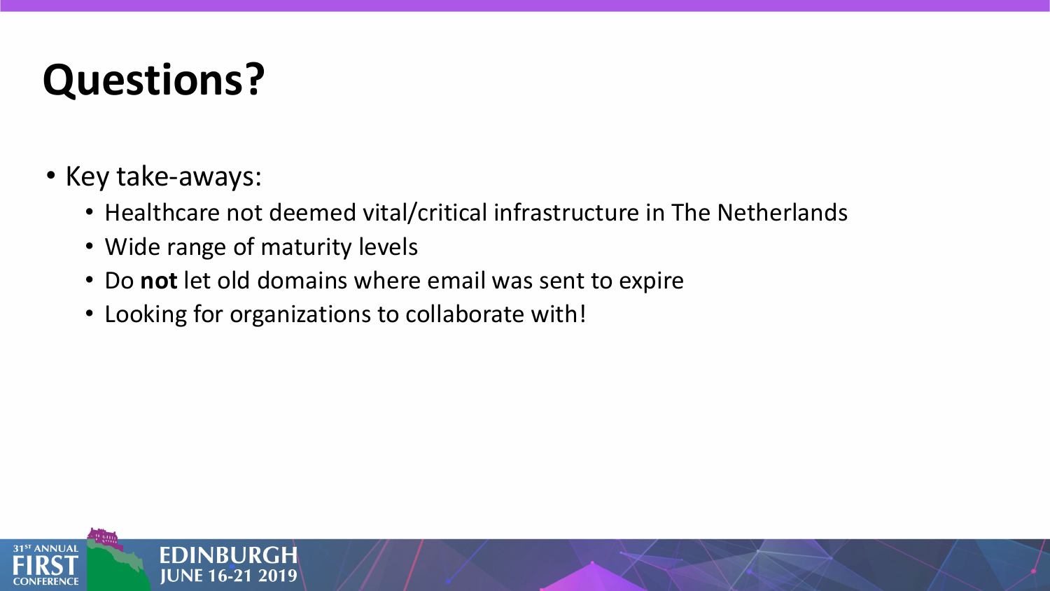# Questions?

- Key take-aways:
  - Healthcare not deemed vital/critical infrastructure in The Netherlands
  - Wide range of maturity levels
  - Do **not** let old domains where email was sent to expire
  - Looking for organizations to collaborate with!